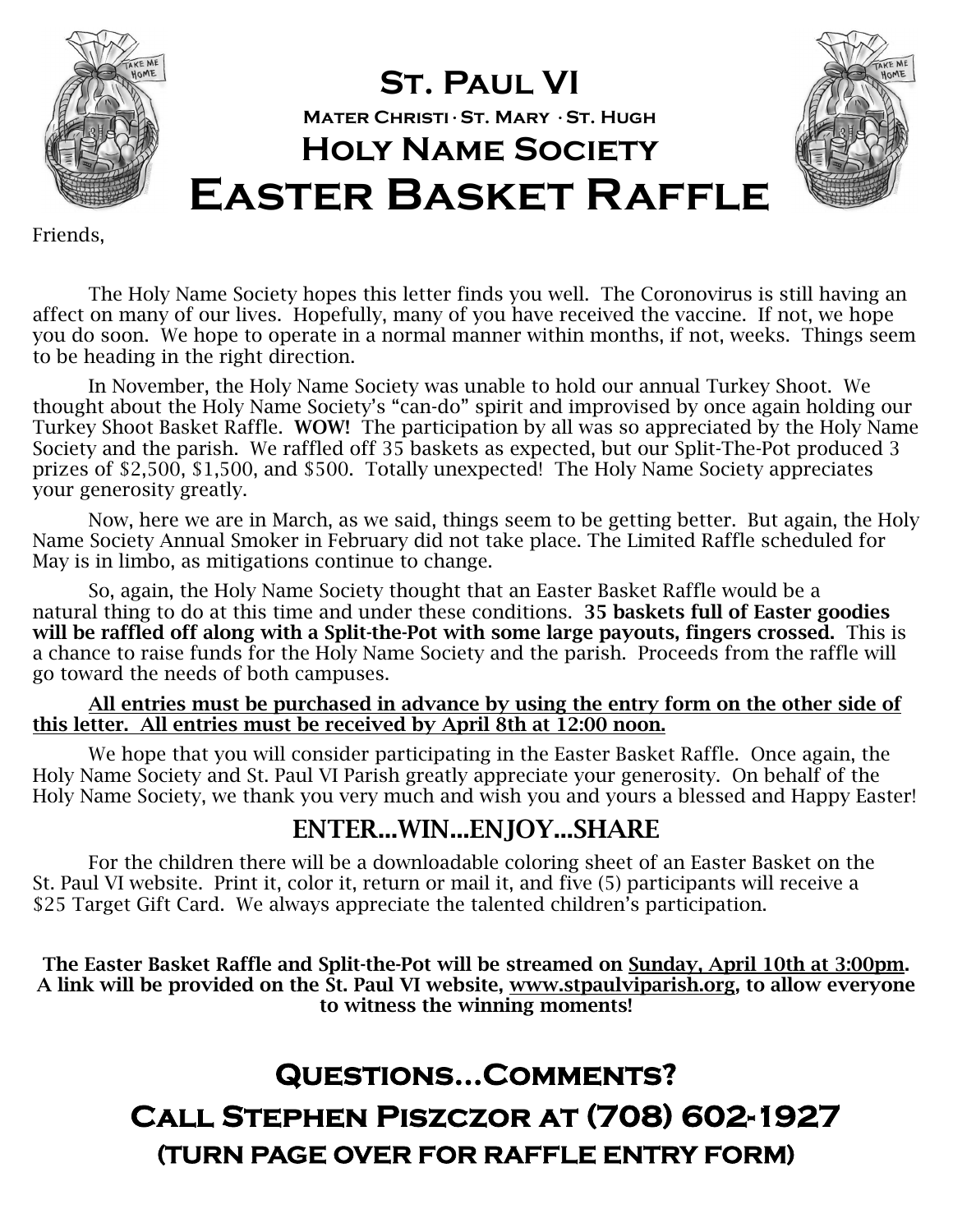# St. Paul VI

**Mater Christi · St. Mary · St. Hugh**

## Holy Name Society

# Easter Basket Raffle

Friends,

The Holy Name Society hopes this letter finds you well. The Coronovirus is still having an affect on many of our lives. Hopefully, many of you have received the vaccine. If not, we hope you do soon. We hope to operate in a normal manner within months, if not, weeks. Things seem to be heading in the right direction.

In November, the Holy Name Society was unable to hold our annual Turkey Shoot. We thought about the Holy Name Society's "can-do" spirit and improvised by once again holding our Turkey Shoot Basket Raffle. **WOW!** The participation by all was so appreciated by the Holy Name Society and the parish. We raffled off 35 baskets as expected, but our Split-The-Pot produced 3 prizes of $2,500, $1,500, and $500. Totally unexpected! The Holy Name Society appreciates your generosity greatly.

Now, here we are in March, as we said, things seem to be getting better. But again, the Holy Name Society Annual Smoker in February did not take place. The Limited Raffle scheduled for May is in limbo, as mitigations continue to change.

So, again, the Holy Name Society thought that an Easter Basket Raffle would be a natural thing to do at this time and under these conditions. **35 baskets full of Easter goodies will be raffled off along with a Split-the-Pot with some large payouts, fingers crossed.** This is a chance to raise funds for the Holy Name Society and the parish. Proceeds from the raffle will go toward the needs of both campuses.

**All entries must be purchased in advance by using the entry form on the other side of this letter. All entries must be received by April 8th at 12:00 noon.**

We hope that you will consider participating in the Easter Basket Raffle. Once again, the Holy Name Society and St. Paul VI Parish greatly appreciate your generosity. On behalf of the Holy Name Society, we thank you very much and wish you and yours a blessed and Happy Easter!

## ENTER...WIN...ENJOY...SHARE

For the children there will be a downloadable coloring sheet of an Easter Basket on the St. Paul VI website. Print it, color it, return or mail it, and five (5) participants will receive a $25 Target Gift Card. We always appreciate the talented children's participation.

**The Easter Basket Raffle and Split-the-Pot will be streamed on Sunday, April 10th at 3:00pm. A link will be provided on the St. Paul VI website, www.stpaulviparish.org, to allow everyone to witness the winning moments!**

## Questions...Comments?

## Call Stephen Piszczor at (708) 602-1927

### (TURN PAGE OVER FOR RAFFLE ENTRY FORM)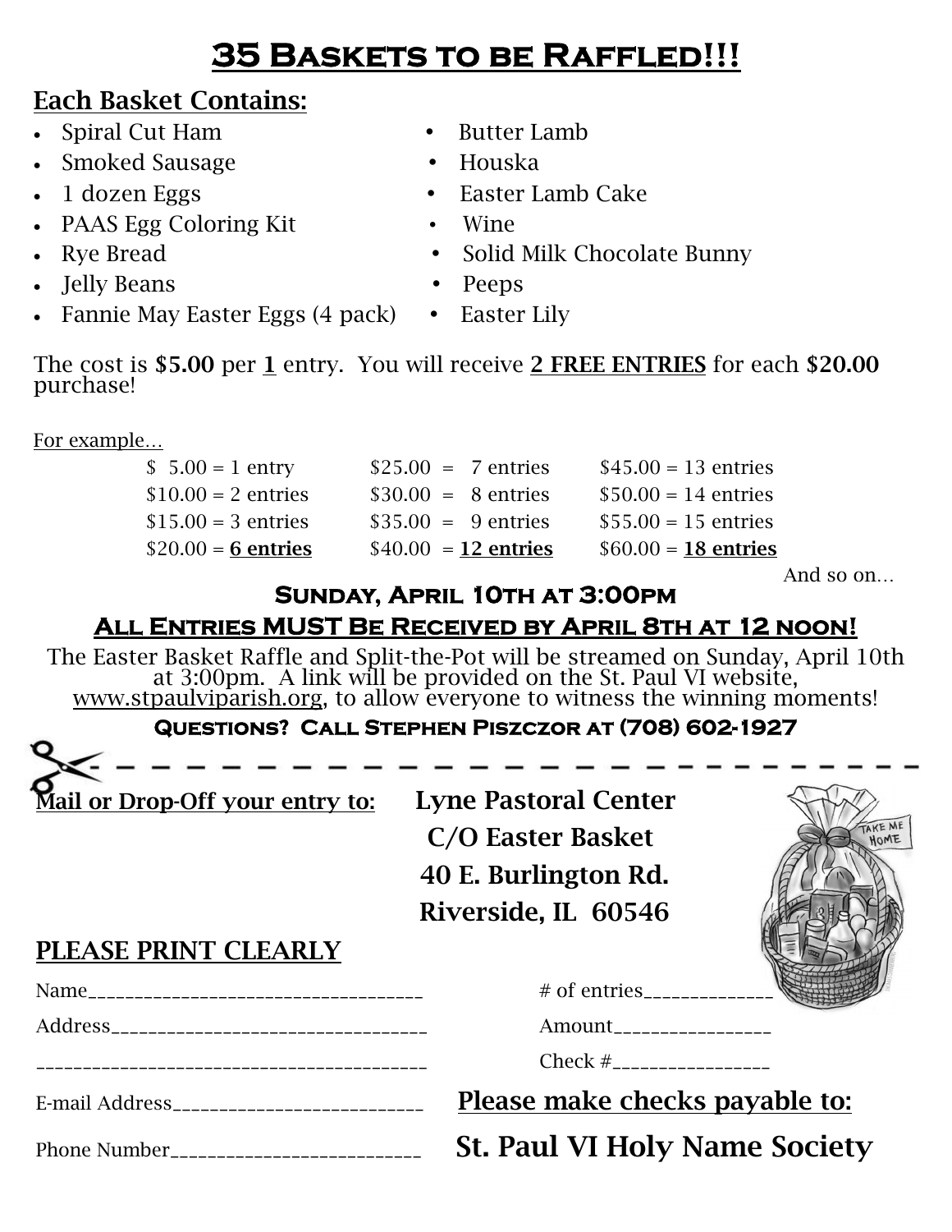# 35 Baskets to be Raffled!!!

## Each Basket Contains:

- Spiral Cut Ham
- Smoked Sausage
- 1 dozen Eggs
- PAAS Egg Coloring Kit
- Rye Bread
- Jelly Beans
- Fannie May Easter Eggs (4 pack)
- Butter Lamb
- Houska
- Easter Lamb Cake
- Wine
- Solid Milk Chocolate Bunny
- Peeps
- Easter Lily

The cost is **$5.00** per **1** entry. You will receive **2 FREE ENTRIES** for each **$20.00** purchase!

For example…

| | | |
|---|---|---|
| $ 5.00 = 1 entry | $25.00 = 7 entries | $45.00 = 13 entries |
| $10.00 = 2 entries | $30.00 = 8 entries | $50.00 = 14 entries |
| $15.00 = 3 entries | $35.00 = 9 entries | $55.00 = 15 entries |
| $20.00 = **6 entries** | $40.00 = **12 entries** | $60.00 = **18 entries** |

And so on…

### Sunday, April 10th at 3:00pm

### All Entries MUST Be Received by April 8th at 12 noon!

The Easter Basket Raffle and Split-the-Pot will be streamed on Sunday, April 10th at 3:00pm. A link will be provided on the St. Paul VI website, www.stpaulviparish.org, to allow everyone to witness the winning moments!

**Questions? Call Stephen Piszczor at (708) 602-1927**

---

Mail or Drop-Off your entry to: **Lyne Pastoral Center**
**C/O Easter Basket**
**40 E. Burlington Rd.**
**Riverside, IL 60546**

PLEASE PRINT CLEARLY

Name_______________________________

Address_____________________________

____________________________________

E-mail Address_______________________

Phone Number_______________________

\# of entries____________

Amount_______________

Check #_______________

**Please make checks payable to:**

**St. Paul VI Holy Name Society**